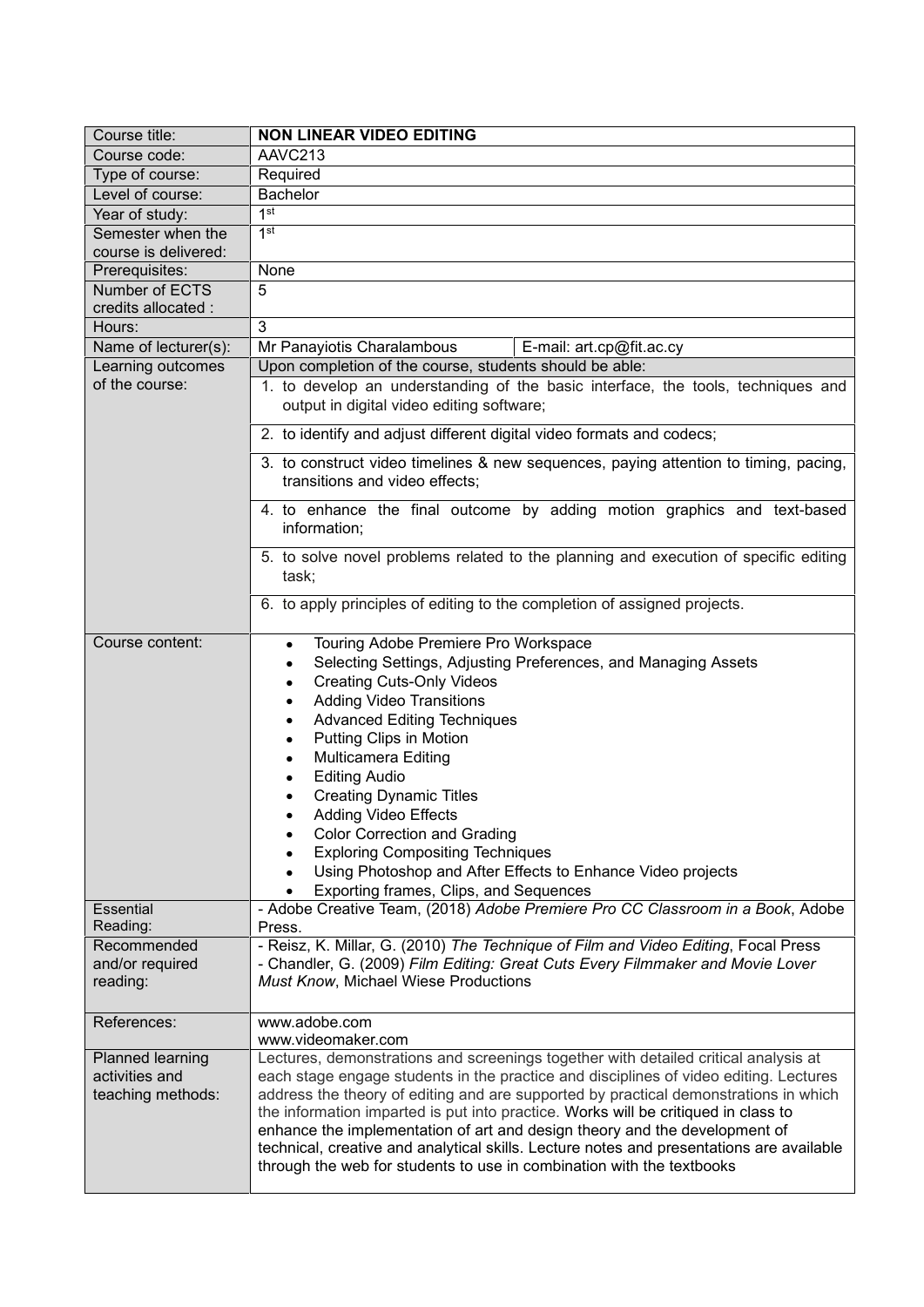| Course title: | **NON LINEAR VIDEO EDITING** |
|---|---|
| Course code: | AAVC213 |
| Type of course: | Required |
| Level of course: | Bachelor |
| Year of study: | 1st |
| Semester when the course is delivered: | 1st |
| Prerequisites: | None |
| Number of ECTS credits allocated : | 5 |
| Hours: | 3 |
| Name of lecturer(s): | Mr Panayiotis Charalambous — E-mail: art.cp@fit.ac.cy |
| Learning outcomes of the course: | Upon completion of the course, students should be able:<br>1. to develop an understanding of the basic interface, the tools, techniques and output in digital video editing software;<br>2. to identify and adjust different digital video formats and codecs;<br>3. to construct video timelines & new sequences, paying attention to timing, pacing, transitions and video effects;<br>4. to enhance the final outcome by adding motion graphics and text-based information;<br>5. to solve novel problems related to the planning and execution of specific editing task;<br>6. to apply principles of editing to the completion of assigned projects. |
| Course content: | • Touring Adobe Premiere Pro Workspace<br>• Selecting Settings, Adjusting Preferences, and Managing Assets<br>• Creating Cuts-Only Videos<br>• Adding Video Transitions<br>• Advanced Editing Techniques<br>• Putting Clips in Motion<br>• Multicamera Editing<br>• Editing Audio<br>• Creating Dynamic Titles<br>• Adding Video Effects<br>• Color Correction and Grading<br>• Exploring Compositing Techniques<br>• Using Photoshop and After Effects to Enhance Video projects<br>• Exporting frames, Clips, and Sequences |
| Essential Reading: | - Adobe Creative Team, (2018) *Adobe Premiere Pro CC Classroom in a Book*, Adobe Press. |
| Recommended and/or required reading: | - Reisz, K. Millar, G. (2010) *The Technique of Film and Video Editing*, Focal Press<br>- Chandler, G. (2009) *Film Editing: Great Cuts Every Filmmaker and Movie Lover Must Know*, Michael Wiese Productions |
| References: | www.adobe.com<br>www.videomaker.com |
| Planned learning activities and teaching methods: | Lectures, demonstrations and screenings together with detailed critical analysis at each stage engage students in the practice and disciplines of video editing. Lectures address the theory of editing and are supported by practical demonstrations in which the information imparted is put into practice. Works will be critiqued in class to enhance the implementation of art and design theory and the development of technical, creative and analytical skills. Lecture notes and presentations are available through the web for students to use in combination with the textbooks |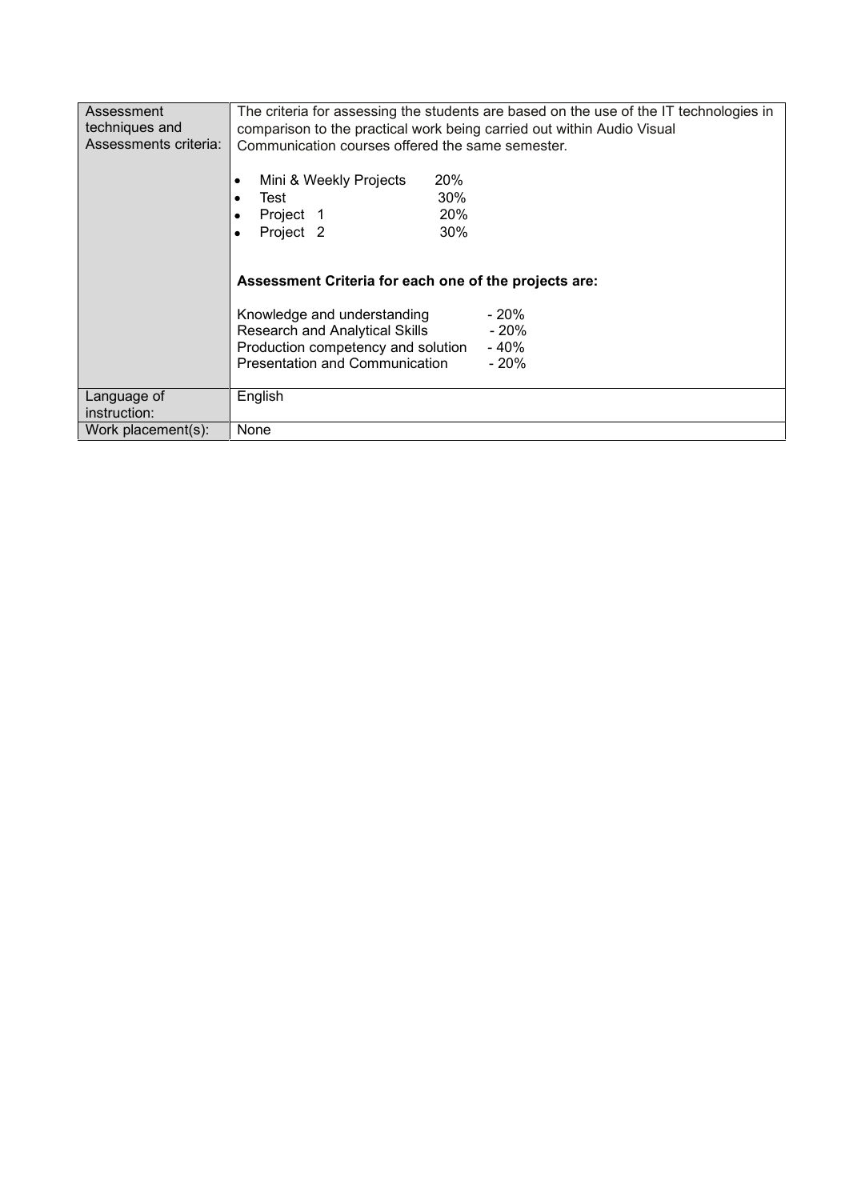| | |
|---|---|
| Assessment techniques and Assessments criteria: | The criteria for assessing the students are based on the use of the IT technologies in comparison to the practical work being carried out within Audio Visual Communication courses offered the same semester.<br><br>• Mini & Weekly Projects 20%<br>• Test 30%<br>• Project 1 20%<br>• Project 2 30%<br><br>**Assessment Criteria for each one of the projects are:**<br><br>Knowledge and understanding - 20%<br>Research and Analytical Skills - 20%<br>Production competency and solution - 40%<br>Presentation and Communication - 20% |
| Language of instruction: | English |
| Work placement(s): | None |